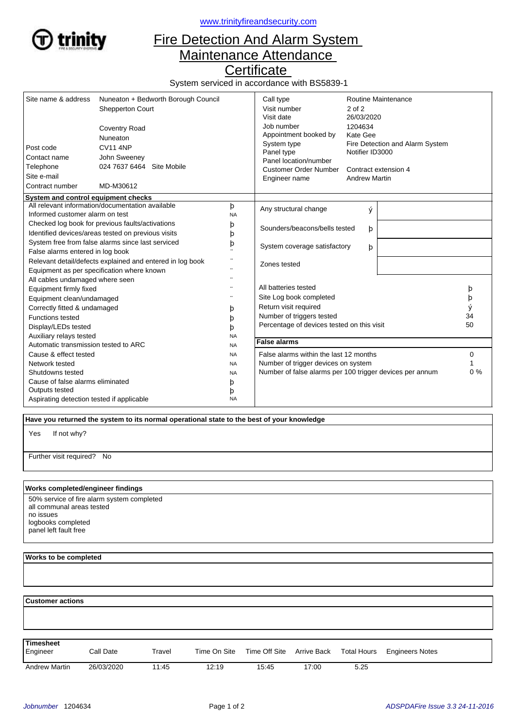www.trinityfireandsecurity.com

# Fire Detection And Alarm System Maintenance Attendance Certificate

System serviced in accordance with BS5839-1

| | | | |
|---|---|---|---|
| Site name & address | Nuneaton + Bedworth Borough Council<br>Shepperton Court<br><br>Coventry Road<br>Nuneaton | Call type | Routine Maintenance |
| | | Visit number | 2 of 2 |
| | | Visit date | 26/03/2020 |
| | | Job number | 1204634 |
| | | Appointment booked by | Kate Gee |
| Post code | CV11 4NP | System type | Fire Detection and Alarm System |
| Contact name | John Sweeney | Panel type | Notifier ID3000 |
| Telephone | 024 7637 6464 Site Mobile | Panel location/number | |
| Site e-mail | | Customer Order Number | Contract extension 4 |
| Contract number | MD-M30612 | Engineer name | Andrew Martin |

**System and control equipment checks**

| | |
|---|---|
| All relevant information/documentation available | þ |
| Informed customer alarm on test | NA |
| Checked log book for previous faults/activations | þ |
| Identified devices/areas tested on previous visits | þ |
| System free from false alarms since last serviced | þ |
| False alarms entered in log book | ¨ |
| Relevant detail/defects explained and entered in log book | ¨ |
| Equipment as per specification where known | ¨ |
| All cables undamaged where seen | ¨ |
| Equipment firmly fixed | ¨ |
| Equipment clean/undamaged | ¨ |
| Correctly fitted & undamaged | þ |
| Functions tested | þ |
| Display/LEDs tested | þ |
| Auxiliary relays tested | NA |
| Automatic transmission tested to ARC | NA |
| Cause & effect tested | NA |
| Network tested | NA |
| Shutdowns tested | NA |
| Cause of false alarms eliminated | þ |
| Outputs tested | þ |
| Aspirating detection tested if applicable | NA |

| | | |
|---|---|---|
| Any structural change | ý | |
| Sounders/beacons/bells tested | þ | |
| System coverage satisfactory | þ | |
| Zones tested | | |

| | |
|---|---|
| All batteries tested | þ |
| Site Log book completed | þ |
| Return visit required | ý |
| Number of triggers tested | 34 |
| Percentage of devices tested on this visit | 50 |

**False alarms**

| | |
|---|---|
| False alarms within the last 12 months | 0 |
| Number of trigger devices on system | 1 |
| Number of false alarms per 100 trigger devices per annum | 0 % |

**Have you returned the system to its normal operational state to the best of your knowledge**

Yes    If not why?

Further visit required? No

**Works completed/engineer findings**

50% service of fire alarm system completed
all communal areas tested
no issues
logbooks completed
panel left fault free

**Works to be completed**

**Customer actions**

**Timesheet**

| Engineer | Call Date | Travel | Time On Site | Time Off Site | Arrive Back | Total Hours | Engineers Notes |
|---|---|---|---|---|---|---|---|
| Andrew Martin | 26/03/2020 | 11:45 | 12:19 | 15:45 | 17:00 | 5.25 | |

*Jobnumber* 1204634    *ADSPDAFire Issue 3.3 24-11-2016*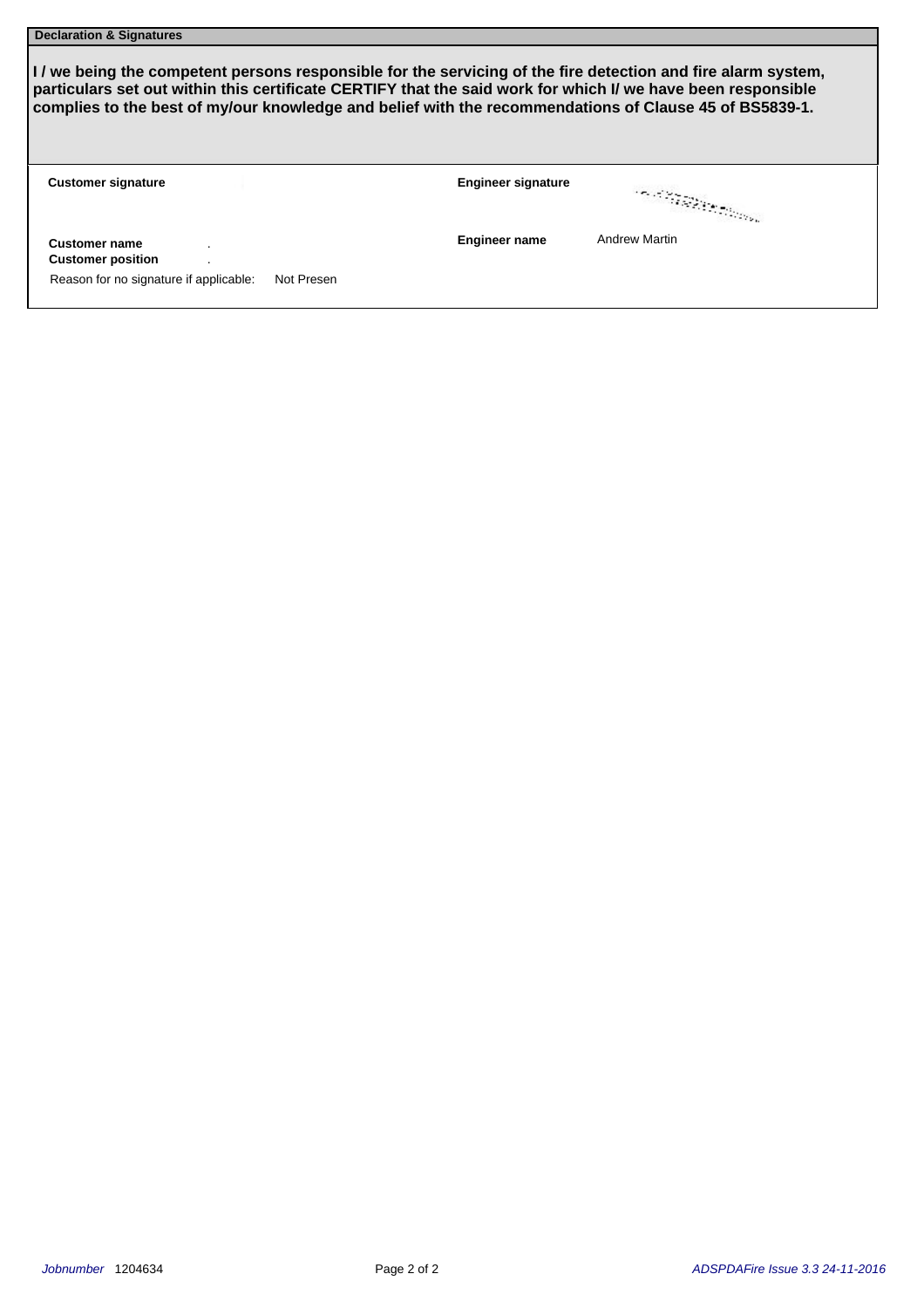## Declaration & Signatures

**I / we being the competent persons responsible for the servicing of the fire detection and fire alarm system, particulars set out within this certificate CERTIFY that the said work for which I/ we have been responsible complies to the best of my/our knowledge and belief with the recommendations of Clause 45 of BS5839-1.**

| | | | |
|---|---|---|---|
| **Customer signature** | | **Engineer signature** | |
| **Customer name** | . | **Engineer name** | Andrew Martin |
| **Customer position** | . | | |
| Reason for no signature if applicable: | Not Presen | | |

*Jobnumber* 1204634

*ADSPDAFire Issue 3.3 24-11-2016*